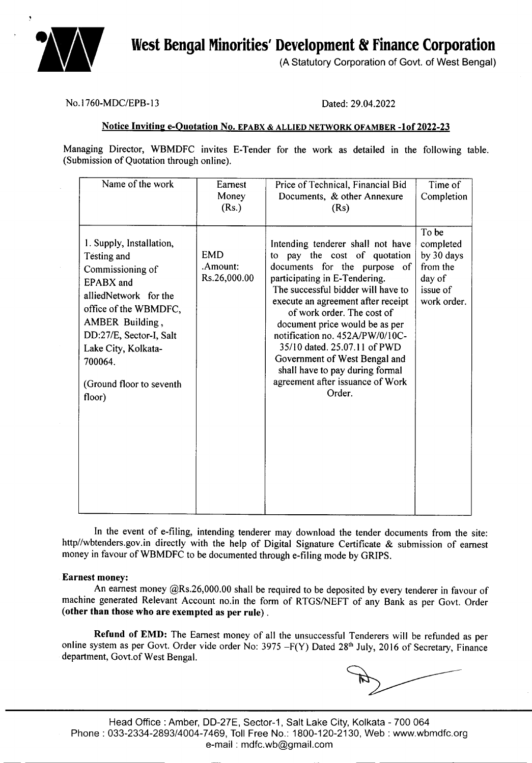# West Bengal Minorities' Development & Finance Corporation

(A Statutory Corporation of Govt. of West Bengal)

No.1760-MDC/EPB-13

Dated: 29.04.2022

**Notice Inviting e-Quotation No. EPABX & ALLIED NETWORK OFAMBER -1of 2022-23**

Managing Director, WBMDFC invites E-Tender for the work as detailed in the following table. (Submission of Quotation through online).

| Name of the work | Earnest Money (Rs.) | Price of Technical, Financial Bid Documents, & other Annexure (Rs) | Time of Completion |
|---|---|---|---|
| 1. Supply, Installation, Testing and Commissioning of EPABX and alliedNetwork for the office of the WBMDFC, AMBER Building, DD:27/E, Sector-I, Salt Lake City, Kolkata-700064. (Ground floor to seventh floor) | EMD .Amount: Rs.26,000.00 | Intending tenderer shall not have to pay the cost of quotation documents for the purpose of participating in E-Tendering. The successful bidder will have to execute an agreement after receipt of work order. The cost of document price would be as per notification no. 452A/PW/0/10C-35/10 dated. 25.07.11 of PWD Government of West Bengal and shall have to pay during formal agreement after issuance of Work Order. | To be completed by 30 days from the day of issue of work order. |

In the event of e-filing, intending tenderer may download the tender documents from the site: http//wbtenders.gov.in directly with the help of Digital Signature Certificate & submission of earnest money in favour of WBMDFC to be documented through e-filing mode by GRIPS.

**Earnest money:**

An earnest money @Rs.26,000.00 shall be required to be deposited by every tenderer in favour of machine generated Relevant Account no.in the form of RTGS/NEFT of any Bank as per Govt. Order **(other than those who are exempted as per rule)**.

**Refund of EMD:** The Earnest money of all the unsuccessful Tenderers will be refunded as per online system as per Govt. Order vide order No: 3975 –F(Y) Dated 28th July, 2016 of Secretary, Finance department, Govt.of West Bengal.

Head Office : Amber, DD-27E, Sector-1, Salt Lake City, Kolkata - 700 064
Phone : 033-2334-2893/4004-7469, Toll Free No.: 1800-120-2130, Web : www.wbmdfc.org
e-mail : mdfc.wb@gmail.com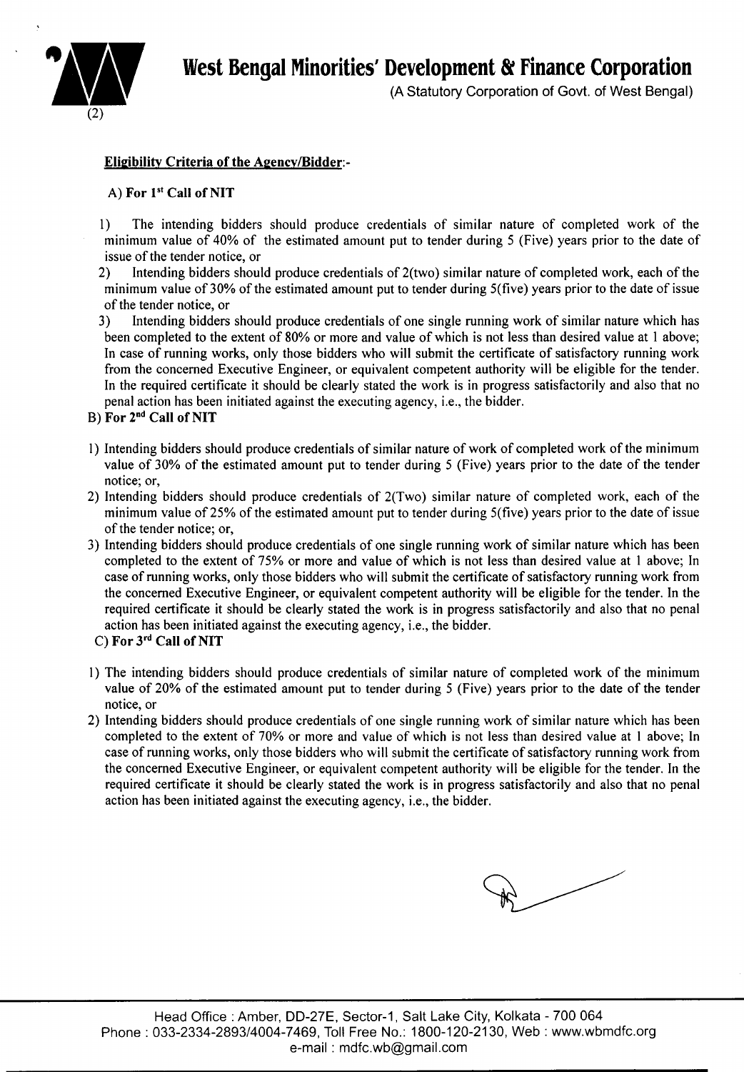## Eligibility Criteria of the Agency/Bidder:-

**A) For 1st Call of NIT**

1) The intending bidders should produce credentials of similar nature of completed work of the minimum value of 40% of the estimated amount put to tender during 5 (Five) years prior to the date of issue of the tender notice, or

2) Intending bidders should produce credentials of 2(two) similar nature of completed work, each of the minimum value of 30% of the estimated amount put to tender during 5(five) years prior to the date of issue of the tender notice, or

3) Intending bidders should produce credentials of one single running work of similar nature which has been completed to the extent of 80% or more and value of which is not less than desired value at 1 above; In case of running works, only those bidders who will submit the certificate of satisfactory running work from the concerned Executive Engineer, or equivalent competent authority will be eligible for the tender. In the required certificate it should be clearly stated the work is in progress satisfactorily and also that no penal action has been initiated against the executing agency, i.e., the bidder.

**B) For 2nd Call of NIT**

1) Intending bidders should produce credentials of similar nature of work of completed work of the minimum value of 30% of the estimated amount put to tender during 5 (Five) years prior to the date of the tender notice; or,

2) Intending bidders should produce credentials of 2(Two) similar nature of completed work, each of the minimum value of 25% of the estimated amount put to tender during 5(five) years prior to the date of issue of the tender notice; or,

3) Intending bidders should produce credentials of one single running work of similar nature which has been completed to the extent of 75% or more and value of which is not less than desired value at 1 above; In case of running works, only those bidders who will submit the certificate of satisfactory running work from the concerned Executive Engineer, or equivalent competent authority will be eligible for the tender. In the required certificate it should be clearly stated the work is in progress satisfactorily and also that no penal action has been initiated against the executing agency, i.e., the bidder.

**C) For 3rd Call of NIT**

1) The intending bidders should produce credentials of similar nature of completed work of the minimum value of 20% of the estimated amount put to tender during 5 (Five) years prior to the date of the tender notice, or

2) Intending bidders should produce credentials of one single running work of similar nature which has been completed to the extent of 70% or more and value of which is not less than desired value at 1 above; In case of running works, only those bidders who will submit the certificate of satisfactory running work from the concerned Executive Engineer, or equivalent competent authority will be eligible for the tender. In the required certificate it should be clearly stated the work is in progress satisfactorily and also that no penal action has been initiated against the executing agency, i.e., the bidder.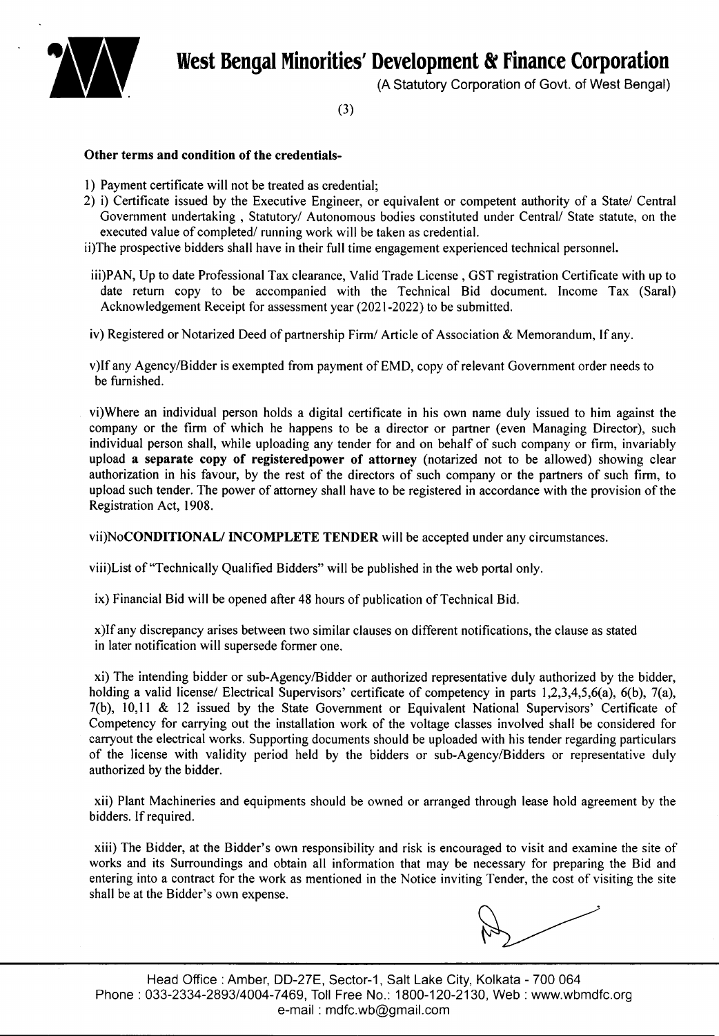**Other terms and condition of the credentials-**

1) Payment certificate will not be treated as credential;
2) i) Certificate issued by the Executive Engineer, or equivalent or competent authority of a State/ Central Government undertaking , Statutory/ Autonomous bodies constituted under Central/ State statute, on the executed value of completed/ running work will be taken as credential.

ii)The prospective bidders shall have in their full time engagement experienced technical personnel.

iii)PAN, Up to date Professional Tax clearance, Valid Trade License , GST registration Certificate with up to date return copy to be accompanied with the Technical Bid document. Income Tax (Saral) Acknowledgement Receipt for assessment year (2021-2022) to be submitted.

iv) Registered or Notarized Deed of partnership Firm/ Article of Association & Memorandum, If any.

v)If any Agency/Bidder is exempted from payment of EMD, copy of relevant Government order needs to be furnished.

vi)Where an individual person holds a digital certificate in his own name duly issued to him against the company or the firm of which he happens to be a director or partner (even Managing Director), such individual person shall, while uploading any tender for and on behalf of such company or firm, invariably upload **a separate copy of registeredpower of attorney** (notarized not to be allowed) showing clear authorization in his favour, by the rest of the directors of such company or the partners of such firm, to upload such tender. The power of attorney shall have to be registered in accordance with the provision of the Registration Act, 1908.

vii)No**CONDITIONAL/ INCOMPLETE TENDER** will be accepted under any circumstances.

viii)List of "Technically Qualified Bidders" will be published in the web portal only.

ix) Financial Bid will be opened after 48 hours of publication of Technical Bid.

x)If any discrepancy arises between two similar clauses on different notifications, the clause as stated in later notification will supersede former one.

xi) The intending bidder or sub-Agency/Bidder or authorized representative duly authorized by the bidder, holding a valid license/ Electrical Supervisors' certificate of competency in parts 1,2,3,4,5,6(a), 6(b), 7(a), 7(b), 10,11 & 12 issued by the State Government or Equivalent National Supervisors' Certificate of Competency for carrying out the installation work of the voltage classes involved shall be considered for carryout the electrical works. Supporting documents should be uploaded with his tender regarding particulars of the license with validity period held by the bidders or sub-Agency/Bidders or representative duly authorized by the bidder.

xii) Plant Machineries and equipments should be owned or arranged through lease hold agreement by the bidders. If required.

xiii) The Bidder, at the Bidder's own responsibility and risk is encouraged to visit and examine the site of works and its Surroundings and obtain all information that may be necessary for preparing the Bid and entering into a contract for the work as mentioned in the Notice inviting Tender, the cost of visiting the site shall be at the Bidder's own expense.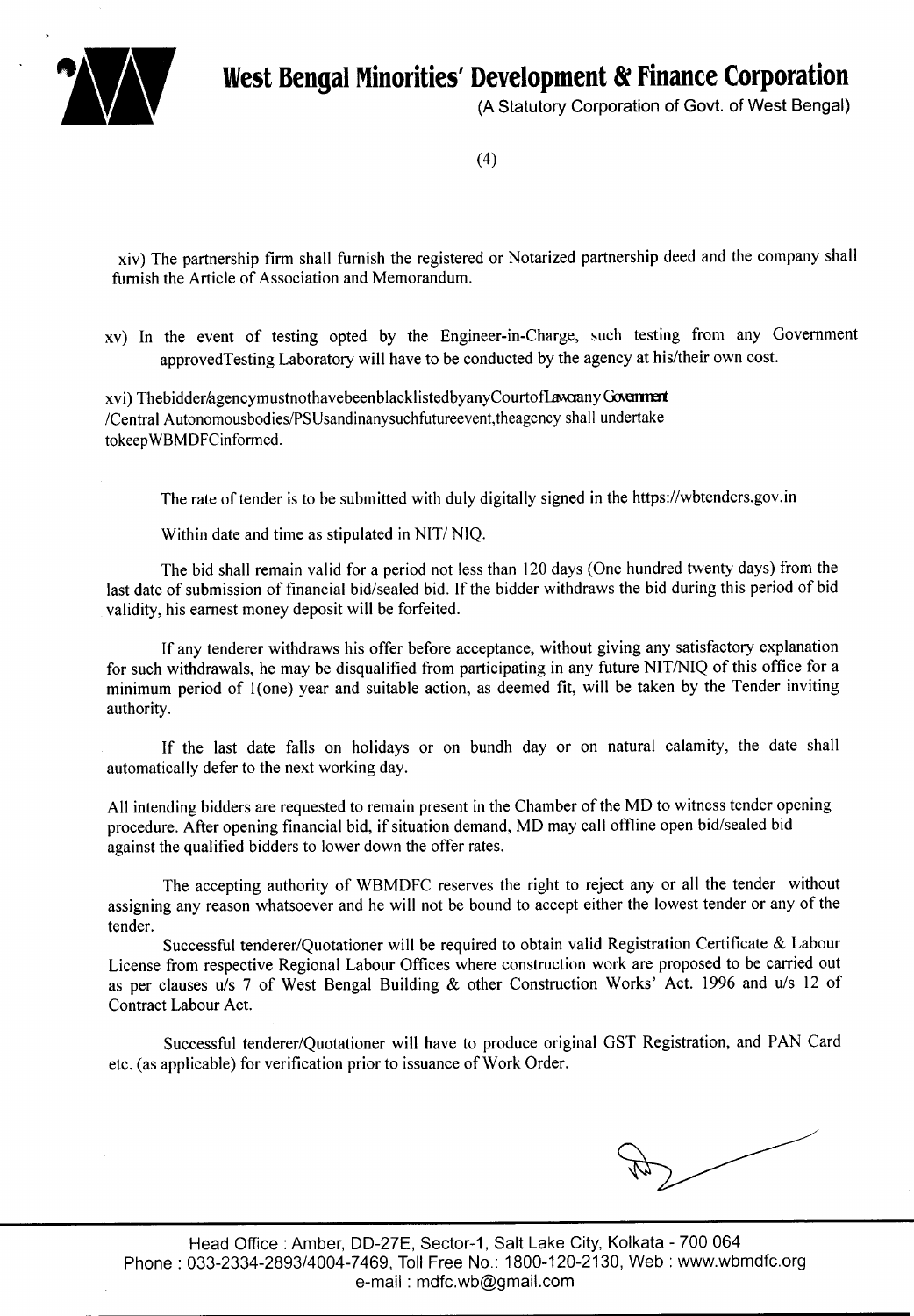xiv) The partnership firm shall furnish the registered or Notarized partnership deed and the company shall furnish the Article of Association and Memorandum.

xv) In the event of testing opted by the Engineer-in-Charge, such testing from any Government approvedTesting Laboratory will have to be conducted by the agency at his/their own cost.

xvi) Thebidder/agencymustnothavebeenblacklistedbyanyCourtofLaworanyGovernment /Central Autonomousbodies/PSUsandinanysuchfutureevent,theagency shall undertake tokeepWBMDFCinformed.

The rate of tender is to be submitted with duly digitally signed in the https://wbtenders.gov.in

Within date and time as stipulated in NIT/ NIQ.

The bid shall remain valid for a period not less than 120 days (One hundred twenty days) from the last date of submission of financial bid/sealed bid. If the bidder withdraws the bid during this period of bid validity, his earnest money deposit will be forfeited.

If any tenderer withdraws his offer before acceptance, without giving any satisfactory explanation for such withdrawals, he may be disqualified from participating in any future NIT/NIQ of this office for a minimum period of 1(one) year and suitable action, as deemed fit, will be taken by the Tender inviting authority.

If the last date falls on holidays or on bundh day or on natural calamity, the date shall automatically defer to the next working day.

All intending bidders are requested to remain present in the Chamber of the MD to witness tender opening procedure. After opening financial bid, if situation demand, MD may call offline open bid/sealed bid against the qualified bidders to lower down the offer rates.

The accepting authority of WBMDFC reserves the right to reject any or all the tender without assigning any reason whatsoever and he will not be bound to accept either the lowest tender or any of the tender.

Successful tenderer/Quotationer will be required to obtain valid Registration Certificate & Labour License from respective Regional Labour Offices where construction work are proposed to be carried out as per clauses u/s 7 of West Bengal Building & other Construction Works' Act. 1996 and u/s 12 of Contract Labour Act.

Successful tenderer/Quotationer will have to produce original GST Registration, and PAN Card etc. (as applicable) for verification prior to issuance of Work Order.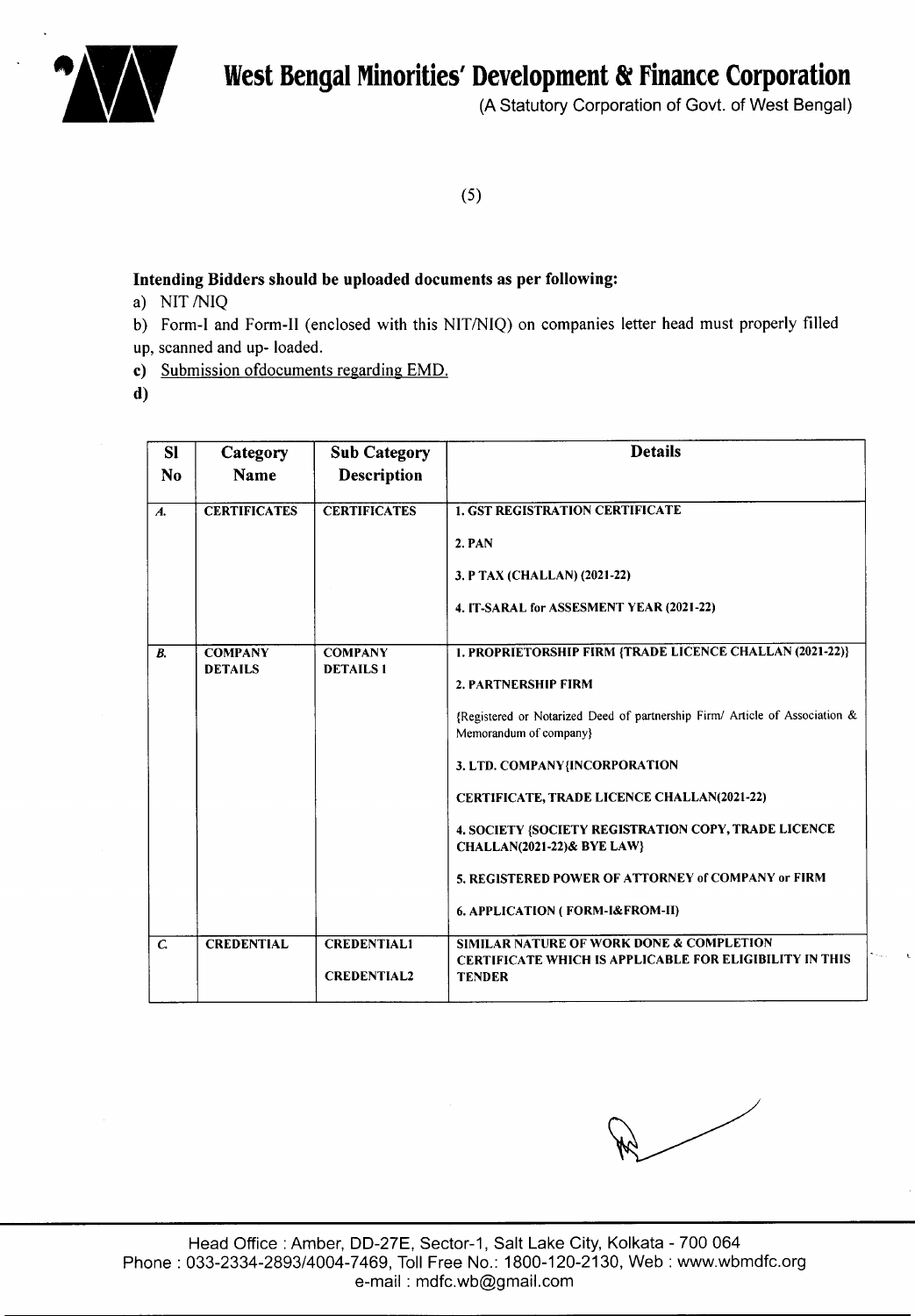# West Bengal Minorities' Development & Finance Corporation

(A Statutory Corporation of Govt. of West Bengal)

(5)

**Intending Bidders should be uploaded documents as per following:**

a) NIT /NIQ

b) Form-I and Form-II (enclosed with this NIT/NIQ) on companies letter head must properly filled up, scanned and up- loaded.

**c)** Submission ofdocuments regarding EMD.

**d)**

| Sl No | Category Name | Sub Category Description | Details |
|---|---|---|---|
| *A.* | **CERTIFICATES** | **CERTIFICATES** | **1. GST REGISTRATION CERTIFICATE**<br>**2. PAN**<br>**3. P TAX (CHALLAN) (2021-22)**<br>**4. IT-SARAL for ASSESMENT YEAR (2021-22)** |
| *B.* | **COMPANY DETAILS** | **COMPANY DETAILS 1** | **1. PROPRIETORSHIP FIRM {TRADE LICENCE CHALLAN (2021-22)}**<br>**2. PARTNERSHIP FIRM**<br>{Registered or Notarized Deed of partnership Firm/ Article of Association & Memorandum of company}<br>**3. LTD. COMPANY{INCORPORATION**<br>**CERTIFICATE, TRADE LICENCE CHALLAN(2021-22)**<br>**4. SOCIETY {SOCIETY REGISTRATION COPY, TRADE LICENCE CHALLAN(2021-22)& BYE LAW}**<br>**5. REGISTERED POWER OF ATTORNEY of COMPANY or FIRM**<br>**6. APPLICATION ( FORM-I&FROM-II)** |
| *C.* | **CREDENTIAL** | **CREDENTIAL1**<br>**CREDENTIAL2** | **SIMILAR NATURE OF WORK DONE & COMPLETION CERTIFICATE WHICH IS APPLICABLE FOR ELIGIBILITY IN THIS TENDER** |

Head Office : Amber, DD-27E, Sector-1, Salt Lake City, Kolkata - 700 064
Phone : 033-2334-2893/4004-7469, Toll Free No.: 1800-120-2130, Web : www.wbmdfc.org
e-mail : mdfc.wb@gmail.com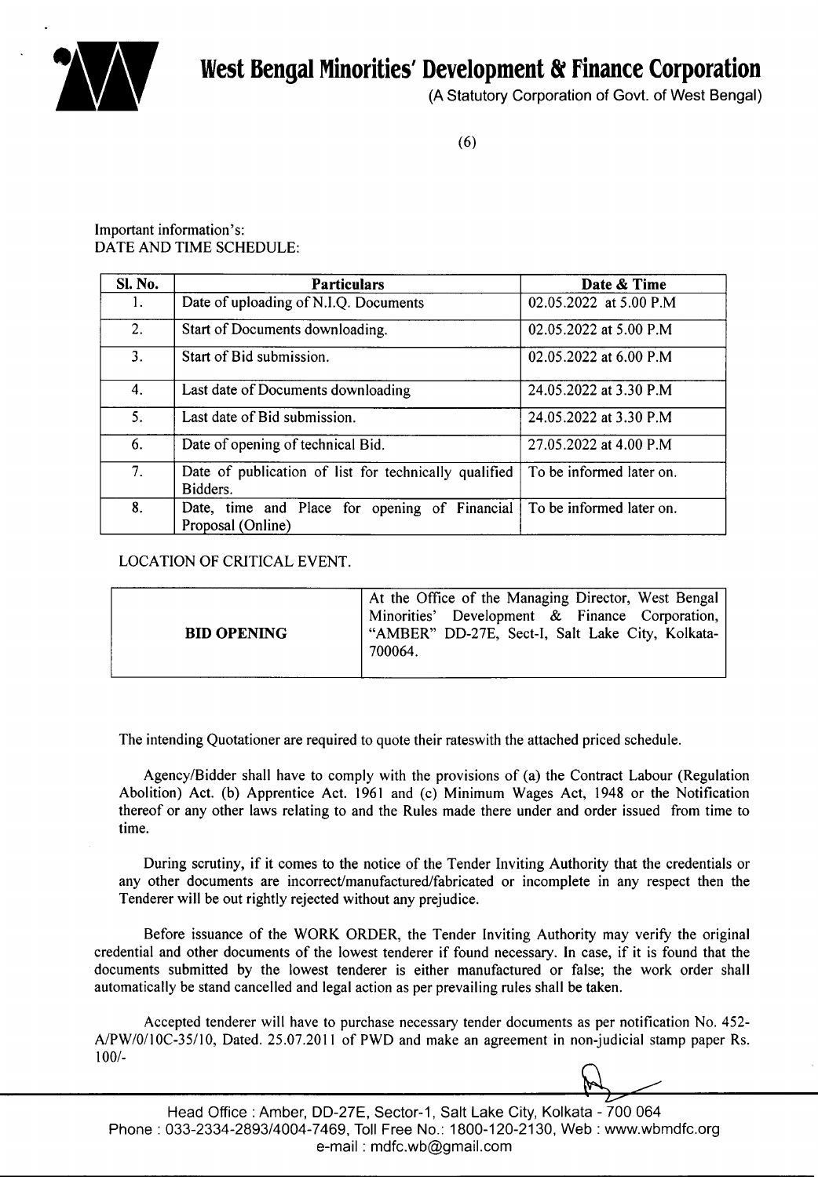Important information's:
DATE AND TIME SCHEDULE:

| Sl. No. | Particulars | Date & Time |
|---|---|---|
| 1. | Date of uploading of N.I.Q. Documents | 02.05.2022 at 5.00 P.M |
| 2. | Start of Documents downloading. | 02.05.2022 at 5.00 P.M |
| 3. | Start of Bid submission. | 02.05.2022 at 6.00 P.M |
| 4. | Last date of Documents downloading | 24.05.2022 at 3.30 P.M |
| 5. | Last date of Bid submission. | 24.05.2022 at 3.30 P.M |
| 6. | Date of opening of technical Bid. | 27.05.2022 at 4.00 P.M |
| 7. | Date of publication of list for technically qualified Bidders. | To be informed later on. |
| 8. | Date, time and Place for opening of Financial Proposal (Online) | To be informed later on. |

LOCATION OF CRITICAL EVENT.

| | |
|---|---|
| **BID OPENING** | At the Office of the Managing Director, West Bengal Minorities' Development & Finance Corporation, "AMBER" DD-27E, Sect-I, Salt Lake City, Kolkata-700064. |

The intending Quotationer are required to quote their rateswith the attached priced schedule.

Agency/Bidder shall have to comply with the provisions of (a) the Contract Labour (Regulation Abolition) Act. (b) Apprentice Act. 1961 and (c) Minimum Wages Act, 1948 or the Notification thereof or any other laws relating to and the Rules made there under and order issued from time to time.

During scrutiny, if it comes to the notice of the Tender Inviting Authority that the credentials or any other documents are incorrect/manufactured/fabricated or incomplete in any respect then the Tenderer will be out rightly rejected without any prejudice.

Before issuance of the WORK ORDER, the Tender Inviting Authority may verify the original credential and other documents of the lowest tenderer if found necessary. In case, if it is found that the documents submitted by the lowest tenderer is either manufactured or false; the work order shall automatically be stand cancelled and legal action as per prevailing rules shall be taken.

Accepted tenderer will have to purchase necessary tender documents as per notification No. 452-A/PW/0/10C-35/10, Dated. 25.07.2011 of PWD and make an agreement in non-judicial stamp paper Rs. 100/-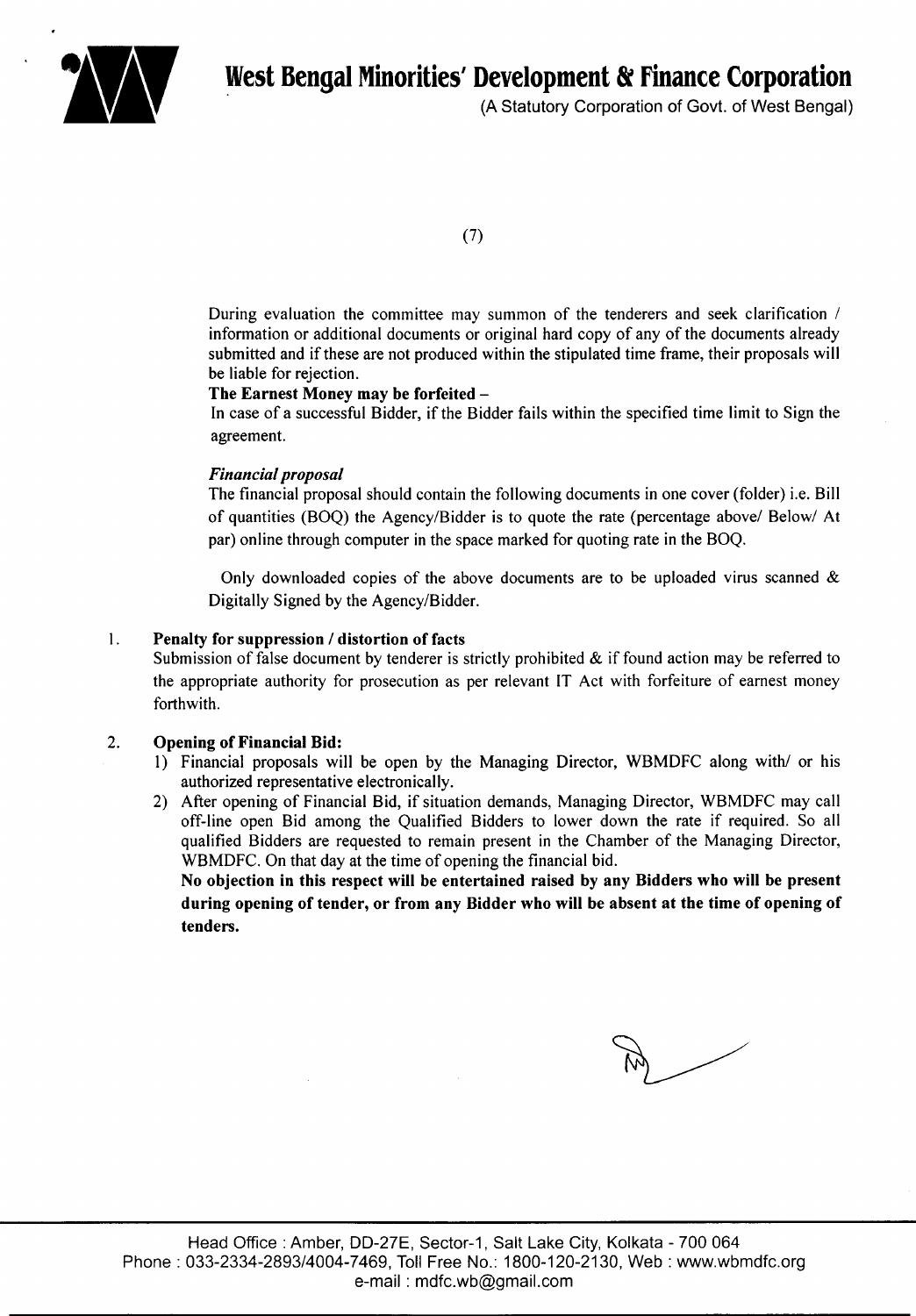During evaluation the committee may summon of the tenderers and seek clarification / information or additional documents or original hard copy of any of the documents already submitted and if these are not produced within the stipulated time frame, their proposals will be liable for rejection.

**The Earnest Money may be forfeited –**

In case of a successful Bidder, if the Bidder fails within the specified time limit to Sign the agreement.

***Financial proposal***

The financial proposal should contain the following documents in one cover (folder) i.e. Bill of quantities (BOQ) the Agency/Bidder is to quote the rate (percentage above/ Below/ At par) online through computer in the space marked for quoting rate in the BOQ.

Only downloaded copies of the above documents are to be uploaded virus scanned & Digitally Signed by the Agency/Bidder.

1. **Penalty for suppression / distortion of facts**

   Submission of false document by tenderer is strictly prohibited & if found action may be referred to the appropriate authority for prosecution as per relevant IT Act with forfeiture of earnest money forthwith.

2. **Opening of Financial Bid:**
   1) Financial proposals will be open by the Managing Director, WBMDFC along with/ or his authorized representative electronically.
   2) After opening of Financial Bid, if situation demands, Managing Director, WBMDFC may call off-line open Bid among the Qualified Bidders to lower down the rate if required. So all qualified Bidders are requested to remain present in the Chamber of the Managing Director, WBMDFC. On that day at the time of opening the financial bid.

      **No objection in this respect will be entertained raised by any Bidders who will be present during opening of tender, or from any Bidder who will be absent at the time of opening of tenders.**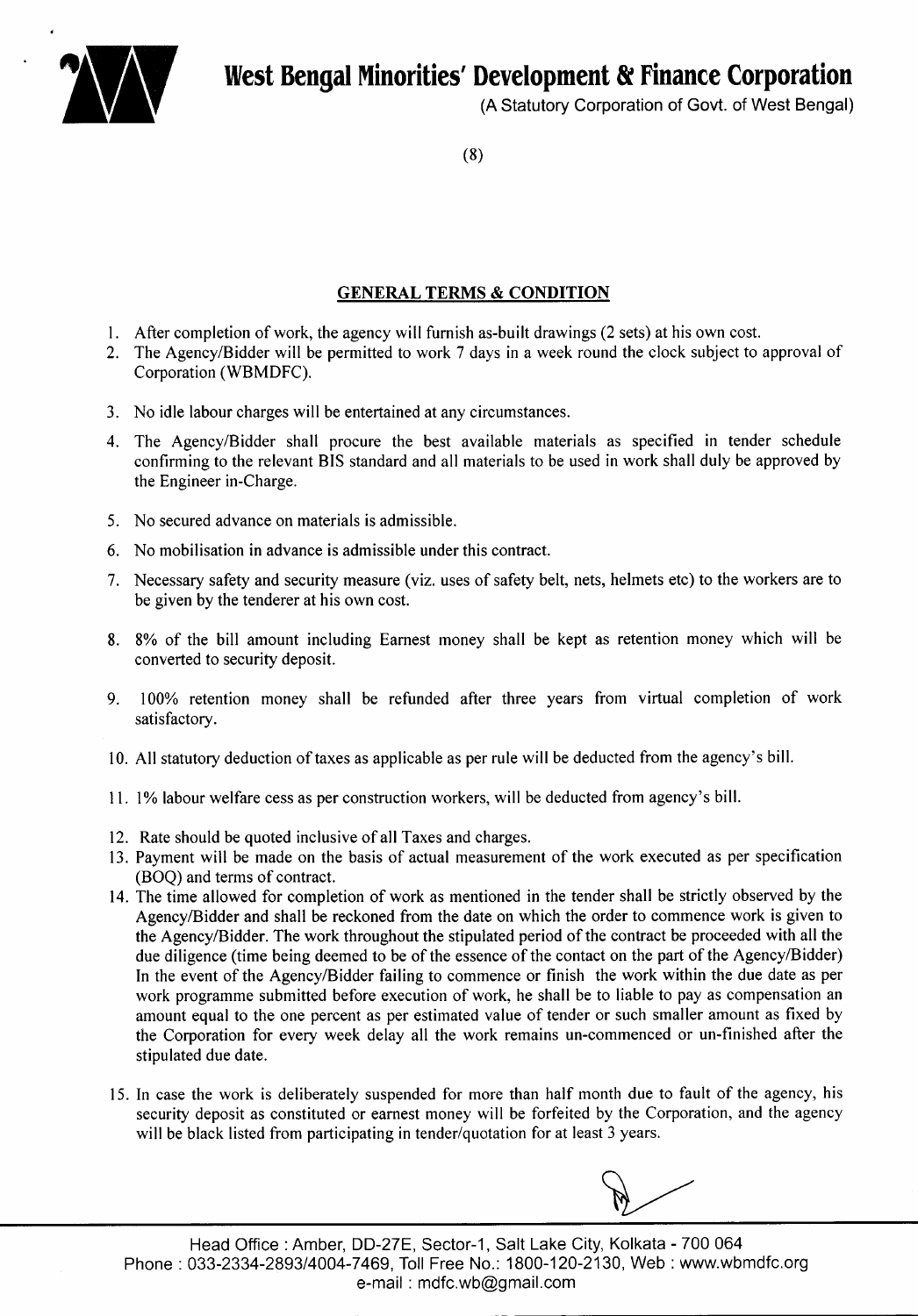## GENERAL TERMS & CONDITION

1. After completion of work, the agency will furnish as-built drawings (2 sets) at his own cost.
2. The Agency/Bidder will be permitted to work 7 days in a week round the clock subject to approval of Corporation (WBMDFC).
3. No idle labour charges will be entertained at any circumstances.
4. The Agency/Bidder shall procure the best available materials as specified in tender schedule confirming to the relevant BIS standard and all materials to be used in work shall duly be approved by the Engineer in-Charge.
5. No secured advance on materials is admissible.
6. No mobilisation in advance is admissible under this contract.
7. Necessary safety and security measure (viz. uses of safety belt, nets, helmets etc) to the workers are to be given by the tenderer at his own cost.
8. 8% of the bill amount including Earnest money shall be kept as retention money which will be converted to security deposit.
9. 100% retention money shall be refunded after three years from virtual completion of work satisfactory.
10. All statutory deduction of taxes as applicable as per rule will be deducted from the agency's bill.
11. 1% labour welfare cess as per construction workers, will be deducted from agency's bill.
12. Rate should be quoted inclusive of all Taxes and charges.
13. Payment will be made on the basis of actual measurement of the work executed as per specification (BOQ) and terms of contract.
14. The time allowed for completion of work as mentioned in the tender shall be strictly observed by the Agency/Bidder and shall be reckoned from the date on which the order to commence work is given to the Agency/Bidder. The work throughout the stipulated period of the contract be proceeded with all the due diligence (time being deemed to be of the essence of the contact on the part of the Agency/Bidder) In the event of the Agency/Bidder failing to commence or finish the work within the due date as per work programme submitted before execution of work, he shall be to liable to pay as compensation an amount equal to the one percent as per estimated value of tender or such smaller amount as fixed by the Corporation for every week delay all the work remains un-commenced or un-finished after the stipulated due date.
15. In case the work is deliberately suspended for more than half month due to fault of the agency, his security deposit as constituted or earnest money will be forfeited by the Corporation, and the agency will be black listed from participating in tender/quotation for at least 3 years.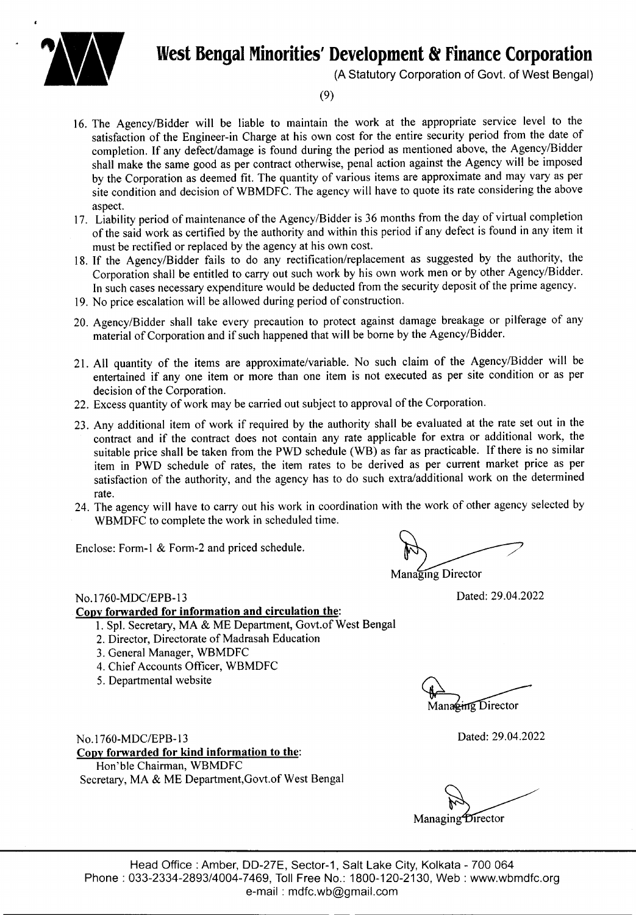16. The Agency/Bidder will be liable to maintain the work at the appropriate service level to the satisfaction of the Engineer-in Charge at his own cost for the entire security period from the date of completion. If any defect/damage is found during the period as mentioned above, the Agency/Bidder shall make the same good as per contract otherwise, penal action against the Agency will be imposed by the Corporation as deemed fit. The quantity of various items are approximate and may vary as per site condition and decision of WBMDFC. The agency will have to quote its rate considering the above aspect.
17. Liability period of maintenance of the Agency/Bidder is 36 months from the day of virtual completion of the said work as certified by the authority and within this period if any defect is found in any item it must be rectified or replaced by the agency at his own cost.
18. If the Agency/Bidder fails to do any rectification/replacement as suggested by the authority, the Corporation shall be entitled to carry out such work by his own work men or by other Agency/Bidder. In such cases necessary expenditure would be deducted from the security deposit of the prime agency.
19. No price escalation will be allowed during period of construction.
20. Agency/Bidder shall take every precaution to protect against damage breakage or pilferage of any material of Corporation and if such happened that will be borne by the Agency/Bidder.
21. All quantity of the items are approximate/variable. No such claim of the Agency/Bidder will be entertained if any one item or more than one item is not executed as per site condition or as per decision of the Corporation.
22. Excess quantity of work may be carried out subject to approval of the Corporation.
23. Any additional item of work if required by the authority shall be evaluated at the rate set out in the contract and if the contract does not contain any rate applicable for extra or additional work, the suitable price shall be taken from the PWD schedule (WB) as far as practicable. If there is no similar item in PWD schedule of rates, the item rates to be derived as per current market price as per satisfaction of the authority, and the agency has to do such extra/additional work on the determined rate.
24. The agency will have to carry out his work in coordination with the work of other agency selected by WBMDFC to complete the work in scheduled time.

Enclose: Form-1 & Form-2 and priced schedule.

Managing Director

No.1760-MDC/EPB-13

Dated: 29.04.2022

**Copy forwarded for information and circulation the:**

1. Spl. Secretary, MA & ME Department, Govt.of West Bengal
2. Director, Directorate of Madrasah Education
3. General Manager, WBMDFC
4. Chief Accounts Officer, WBMDFC
5. Departmental website

Managing Director

No.1760-MDC/EPB-13

Dated: 29.04.2022

**Copy forwarded for kind information to the:**

Hon'ble Chairman, WBMDFC

Secretary, MA & ME Department,Govt.of West Bengal

Managing Director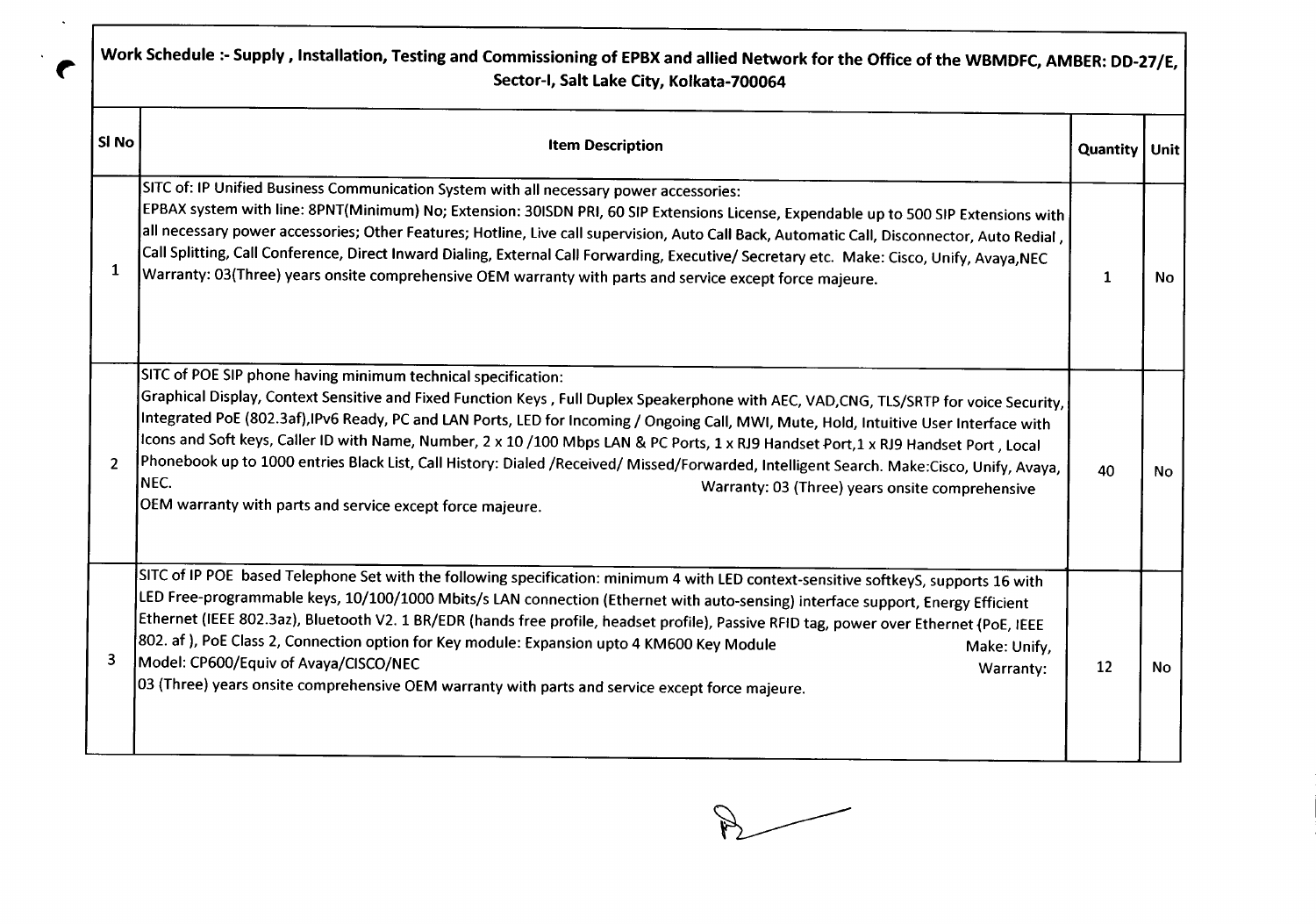| Work Schedule :- Supply , Installation, Testing and Commissioning of EPBX and allied Network for the Office of the WBMDFC, AMBER: DD-27/E, Sector-I, Salt Lake City, Kolkata-700064 | | | |
|---|---|---|---|
| **Sl No** | **Item Description** | **Quantity** | **Unit** |
| 1 | SITC of: IP Unified Business Communication System with all necessary power accessories: EPBAX system with line: 8PNT(Minimum) No; Extension: 30ISDN PRI, 60 SIP Extensions License, Expendable up to 500 SIP Extensions with all necessary power accessories; Other Features; Hotline, Live call supervision, Auto Call Back, Automatic Call, Disconnector, Auto Redial , Call Splitting, Call Conference, Direct Inward Dialing, External Call Forwarding, Executive/ Secretary etc. Make: Cisco, Unify, Avaya,NEC Warranty: 03(Three) years onsite comprehensive OEM warranty with parts and service except force majeure. | 1 | No |
| 2 | SITC of POE SIP phone having minimum technical specification: Graphical Display, Context Sensitive and Fixed Function Keys , Full Duplex Speakerphone with AEC, VAD,CNG, TLS/SRTP for voice Security, Integrated PoE (802.3af),IPv6 Ready, PC and LAN Ports, LED for Incoming / Ongoing Call, MWI, Mute, Hold, Intuitive User Interface with Icons and Soft keys, Caller ID with Name, Number, 2 x 10 /100 Mbps LAN & PC Ports, 1 x RJ9 Handset Port,1 x RJ9 Handset Port , Local Phonebook up to 1000 entries Black List, Call History: Dialed /Received/ Missed/Forwarded, Intelligent Search. Make:Cisco, Unify, Avaya, NEC. Warranty: 03 (Three) years onsite comprehensive OEM warranty with parts and service except force majeure. | 40 | No |
| 3 | SITC of IP POE based Telephone Set with the following specification: minimum 4 with LED context-sensitive softkeyS, supports 16 with LED Free-programmable keys, 10/100/1000 Mbits/s LAN connection (Ethernet with auto-sensing) interface support, Energy Efficient Ethernet (IEEE 802.3az), Bluetooth V2. 1 BR/EDR (hands free profile, headset profile), Passive RFID tag, power over Ethernet (PoE, IEEE 802. af ), PoE Class 2, Connection option for Key module: Expansion upto 4 KM600 Key Module Make: Unify, Model: CP600/Equiv of Avaya/CISCO/NEC Warranty: 03 (Three) years onsite comprehensive OEM warranty with parts and service except force majeure. | 12 | No |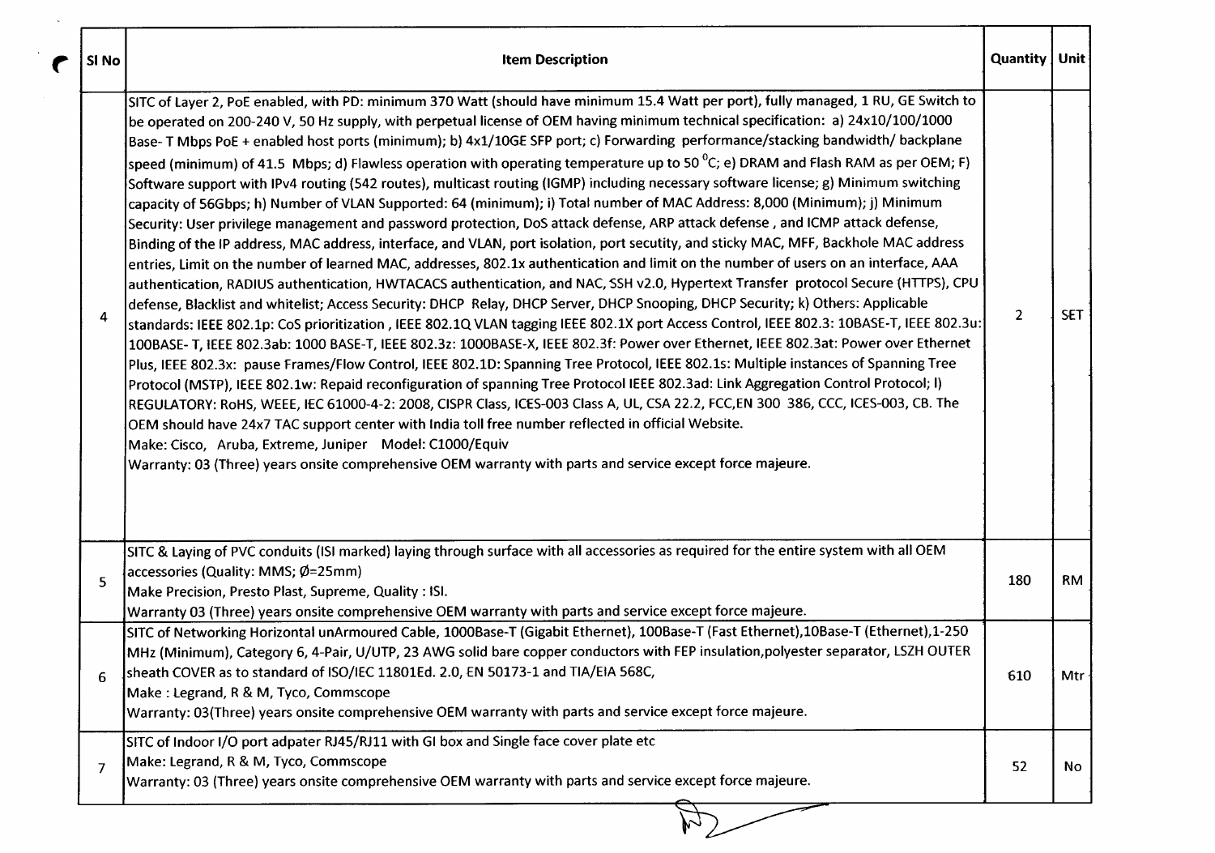| Sl No | Item Description | Quantity | Unit |
|---|---|---|---|
| 4 | SITC of Layer 2, PoE enabled, with PD: minimum 370 Watt (should have minimum 15.4 Watt per port), fully managed, 1 RU, GE Switch to be operated on 200-240 V, 50 Hz supply, with perpetual license of OEM having minimum technical specification: a) 24x10/100/1000 Base- T Mbps PoE + enabled host ports (minimum); b) 4x1/10GE SFP port; c) Forwarding performance/stacking bandwidth/ backplane speed (minimum) of 41.5 Mbps; d) Flawless operation with operating temperature up to 50 $^{0}$C; e) DRAM and Flash RAM as per OEM; F) Software support with IPv4 routing (542 routes), multicast routing (IGMP) including necessary software license; g) Minimum switching capacity of 56Gbps; h) Number of VLAN Supported: 64 (minimum); i) Total number of MAC Address: 8,000 (Minimum); j) Minimum Security: User privilege management and password protection, DoS attack defense, ARP attack defense , and ICMP attack defense, Binding of the IP address, MAC address, interface, and VLAN, port isolation, port secutity, and sticky MAC, MFF, Backhole MAC address entries, Limit on the number of learned MAC, addresses, 802.1x authentication and limit on the number of users on an interface, AAA authentication, RADIUS authentication, HWTACACS authentication, and NAC, SSH v2.0, Hypertext Transfer protocol Secure (HTTPS), CPU defense, Blacklist and whitelist; Access Security: DHCP Relay, DHCP Server, DHCP Snooping, DHCP Security; k) Others: Applicable standards: IEEE 802.1p: CoS prioritization , IEEE 802.1Q VLAN tagging IEEE 802.1X port Access Control, IEEE 802.3: 10BASE-T, IEEE 802.3u: 100BASE- T, IEEE 802.3ab: 1000 BASE-T, IEEE 802.3z: 1000BASE-X, IEEE 802.3f: Power over Ethernet, IEEE 802.3at: Power over Ethernet Plus, IEEE 802.3x: pause Frames/Flow Control, IEEE 802.1D: Spanning Tree Protocol, IEEE 802.1s: Multiple instances of Spanning Tree Protocol (MSTP), IEEE 802.1w: Repaid reconfiguration of spanning Tree Protocol IEEE 802.3ad: Link Aggregation Control Protocol; l) REGULATORY: RoHS, WEEE, IEC 61000-4-2: 2008, CISPR Class, ICES-003 Class A, UL, CSA 22.2, FCC,EN 300 386, CCC, ICES-003, CB. The OEM should have 24x7 TAC support center with India toll free number reflected in official Website.<br>Make: Cisco, Aruba, Extreme, Juniper Model: C1000/Equiv<br>Warranty: 03 (Three) years onsite comprehensive OEM warranty with parts and service except force majeure. | 2 | SET |
| 5 | SITC & Laying of PVC conduits (ISI marked) laying through surface with all accessories as required for the entire system with all OEM accessories (Quality: MMS; Ø=25mm)<br>Make Precision, Presto Plast, Supreme, Quality : ISI.<br>Warranty 03 (Three) years onsite comprehensive OEM warranty with parts and service except force majeure. | 180 | RM |
| 6 | SITC of Networking Horizontal unArmoured Cable, 1000Base-T (Gigabit Ethernet), 100Base-T (Fast Ethernet),10Base-T (Ethernet),1-250 MHz (Minimum), Category 6, 4-Pair, U/UTP, 23 AWG solid bare copper conductors with FEP insulation,polyester separator, LSZH OUTER sheath COVER as to standard of ISO/IEC 11801Ed. 2.0, EN 50173-1 and TIA/EIA 568C,<br>Make : Legrand, R & M, Tyco, Commscope<br>Warranty: 03(Three) years onsite comprehensive OEM warranty with parts and service except force majeure. | 610 | Mtr |
| 7 | SITC of Indoor I/O port adpater RJ45/RJ11 with GI box and Single face cover plate etc<br>Make: Legrand, R & M, Tyco, Commscope<br>Warranty: 03 (Three) years onsite comprehensive OEM warranty with parts and service except force majeure. | 52 | No |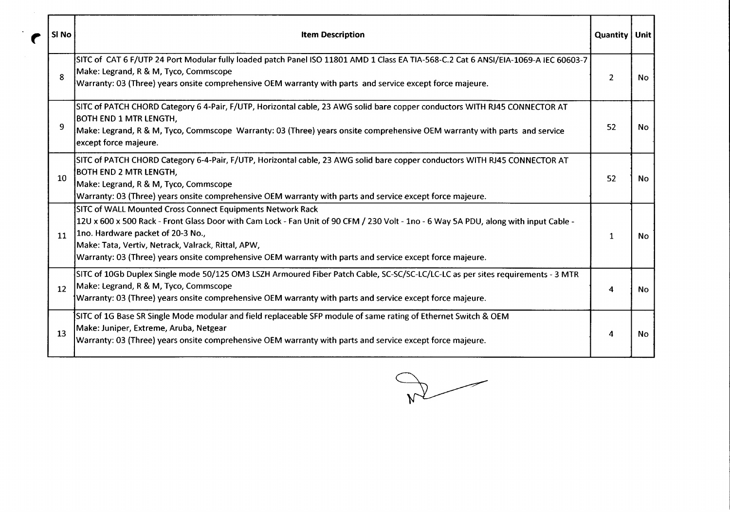| Sl No | Item Description | Quantity | Unit |
|---|---|---|---|
| 8 | SITC of CAT 6 F/UTP 24 Port Modular fully loaded patch Panel ISO 11801 AMD 1 Class EA TIA-568-C.2 Cat 6 ANSI/EIA-1069-A IEC 60603-7<br>Make: Legrand, R & M, Tyco, Commscope<br>Warranty: 03 (Three) years onsite comprehensive OEM warranty with parts and service except force majeure. | 2 | No |
| 9 | SITC of PATCH CHORD Category 6 4-Pair, F/UTP, Horizontal cable, 23 AWG solid bare copper conductors WITH RJ45 CONNECTOR AT BOTH END 1 MTR LENGTH,<br>Make: Legrand, R & M, Tyco, Commscope Warranty: 03 (Three) years onsite comprehensive OEM warranty with parts and service except force majeure. | 52 | No |
| 10 | SITC of PATCH CHORD Category 6-4-Pair, F/UTP, Horizontal cable, 23 AWG solid bare copper conductors WITH RJ45 CONNECTOR AT BOTH END 2 MTR LENGTH,<br>Make: Legrand, R & M, Tyco, Commscope<br>Warranty: 03 (Three) years onsite comprehensive OEM warranty with parts and service except force majeure. | 52 | No |
| 11 | SITC of WALL Mounted Cross Connect Equipments Network Rack<br>12U x 600 x 500 Rack - Front Glass Door with Cam Lock - Fan Unit of 90 CFM / 230 Volt - 1no - 6 Way 5A PDU, along with input Cable - 1no. Hardware packet of 20-3 No.,<br>Make: Tata, Vertiv, Netrack, Valrack, Rittal, APW,<br>Warranty: 03 (Three) years onsite comprehensive OEM warranty with parts and service except force majeure. | 1 | No |
| 12 | SITC of 10Gb Duplex Single mode 50/125 OM3 LSZH Armoured Fiber Patch Cable, SC-SC/SC-LC/LC-LC as per sites requirements - 3 MTR<br>Make: Legrand, R & M, Tyco, Commscope<br>Warranty: 03 (Three) years onsite comprehensive OEM warranty with parts and service except force majeure. | 4 | No |
| 13 | SITC of 1G Base SR Single Mode modular and field replaceable SFP module of same rating of Ethernet Switch & OEM<br>Make: Juniper, Extreme, Aruba, Netgear<br>Warranty: 03 (Three) years onsite comprehensive OEM warranty with parts and service except force majeure. | 4 | No |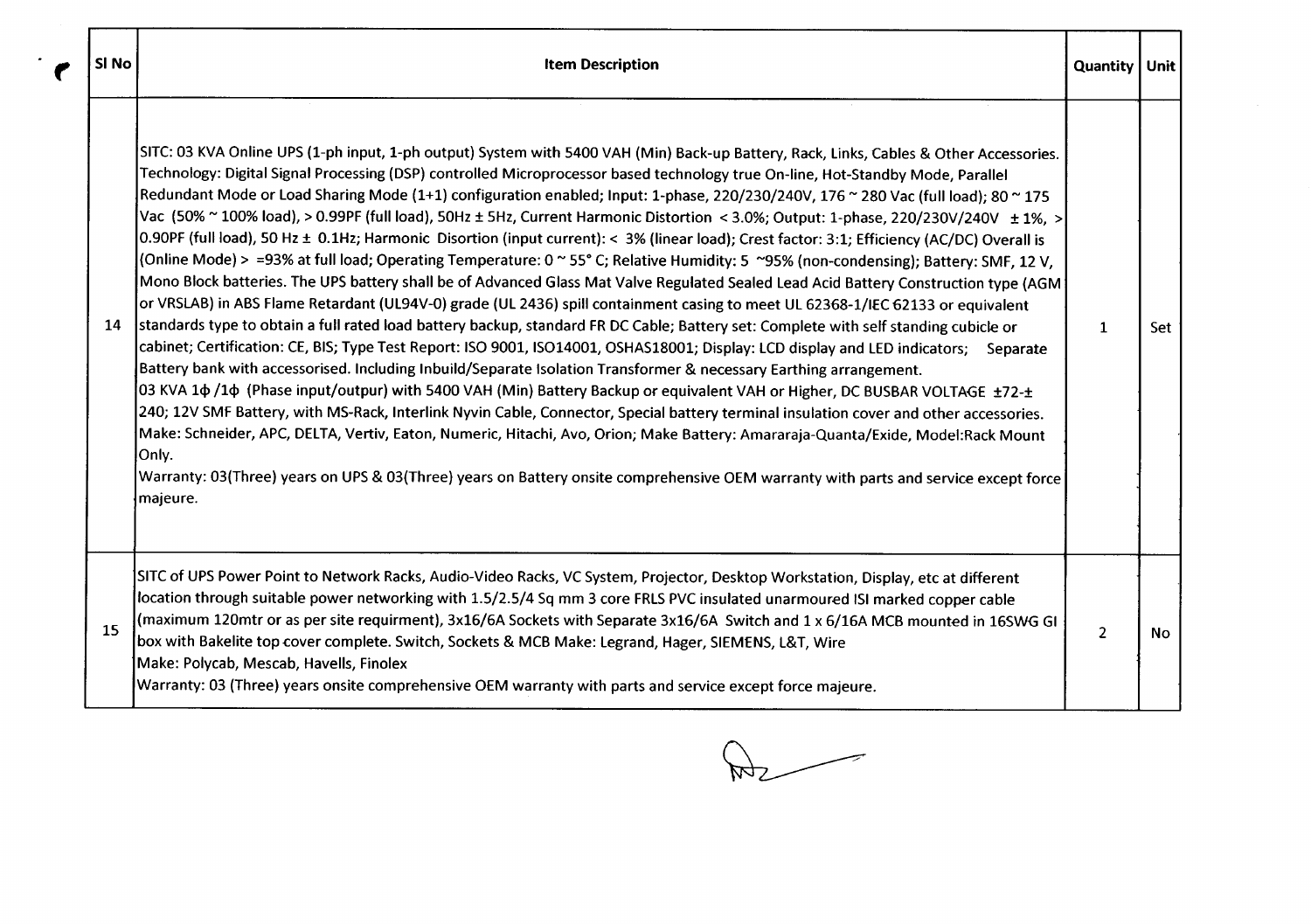| Sl No | Item Description | Quantity | Unit |
| --- | --- | --- | --- |
| 14 | SITC: 03 KVA Online UPS (1-ph input, 1-ph output) System with 5400 VAH (Min) Back-up Battery, Rack, Links, Cables & Other Accessories. Technology: Digital Signal Processing (DSP) controlled Microprocessor based technology true On-line, Hot-Standby Mode, Parallel Redundant Mode or Load Sharing Mode (1+1) configuration enabled; Input: 1-phase, 220/230/240V, 176 ~ 280 Vac (full load); 80 ~ 175 Vac (50% ~ 100% load), > 0.99PF (full load), 50Hz ± 5Hz, Current Harmonic Distortion < 3.0%; Output: 1-phase, 220/230V/240V ± 1%, > 0.90PF (full load), 50 Hz ± 0.1Hz; Harmonic Disortion (input current): < 3% (linear load); Crest factor: 3:1; Efficiency (AC/DC) Overall is (Online Mode) > =93% at full load; Operating Temperature: 0 ~ 55° C; Relative Humidity: 5 ~95% (non-condensing); Battery: SMF, 12 V, Mono Block batteries. The UPS battery shall be of Advanced Glass Mat Valve Regulated Sealed Lead Acid Battery Construction type (AGM or VRSLAB) in ABS Flame Retardant (UL94V-0) grade (UL 2436) spill containment casing to meet UL 62368-1/IEC 62133 or equivalent standards type to obtain a full rated load battery backup, standard FR DC Cable; Battery set: Complete with self standing cubicle or cabinet; Certification: CE, BIS; Type Test Report: ISO 9001, ISO14001, OSHAS18001; Display: LCD display and LED indicators; Separate Battery bank with accessorised. Including Inbuild/Separate Isolation Transformer & necessary Earthing arrangement.<br>03 KVA 1ϕ /1ϕ (Phase input/outpur) with 5400 VAH (Min) Battery Backup or equivalent VAH or Higher, DC BUSBAR VOLTAGE ±72-± 240; 12V SMF Battery, with MS-Rack, Interlink Nyvin Cable, Connector, Special battery terminal insulation cover and other accessories. Make: Schneider, APC, DELTA, Vertiv, Eaton, Numeric, Hitachi, Avo, Orion; Make Battery: Amararaja-Quanta/Exide, Model:Rack Mount Only.<br>Warranty: 03(Three) years on UPS & 03(Three) years on Battery onsite comprehensive OEM warranty with parts and service except force majeure. | 1 | Set |
| 15 | SITC of UPS Power Point to Network Racks, Audio-Video Racks, VC System, Projector, Desktop Workstation, Display, etc at different location through suitable power networking with 1.5/2.5/4 Sq mm 3 core FRLS PVC insulated unarmoured ISI marked copper cable (maximum 120mtr or as per site requirment), 3x16/6A Sockets with Separate 3x16/6A Switch and 1 x 6/16A MCB mounted in 16SWG GI box with Bakelite top cover complete. Switch, Sockets & MCB Make: Legrand, Hager, SIEMENS, L&T, Wire Make: Polycab, Mescab, Havells, Finolex<br>Warranty: 03 (Three) years onsite comprehensive OEM warranty with parts and service except force majeure. | 2 | No |